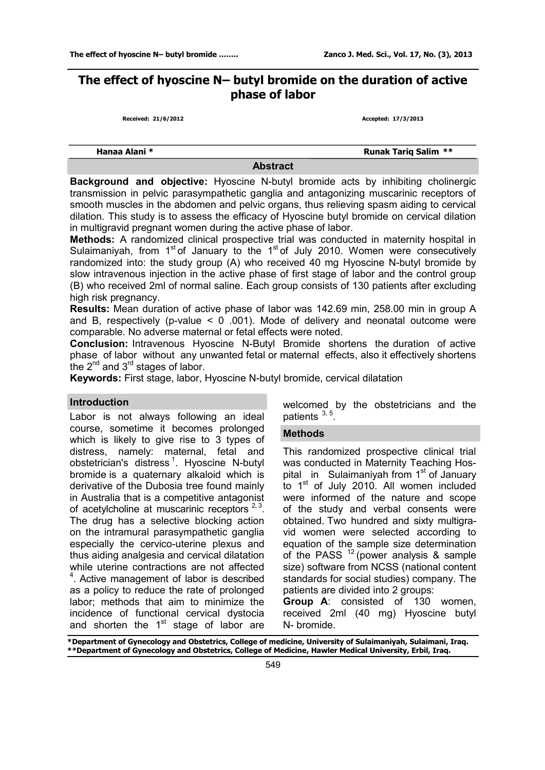# The effect of hyoscine N– butyl bromide on the duration of active phase of labor

Received: 21/6/2012 Accepted: 17/3/2013

**Hanaa Alani *** **Runak Tariq Salim ****

## Abstract

**Background and objective:** Hyoscine N-butyl bromide acts by inhibiting cholinergic transmission in pelvic parasympathetic ganglia and antagonizing muscarinic receptors of smooth muscles in the abdomen and pelvic organs, thus relieving spasm aiding to cervical dilation. This study is to assess the efficacy of Hyoscine butyl bromide on cervical dilation in multigravid pregnant women during the active phase of labor.

**Methods:** A randomized clinical prospective trial was conducted in maternity hospital in Sulaimaniyah, from 1st of January to the 1st of July 2010. Women were consecutively randomized into: the study group (A) who received 40 mg Hyoscine N-butyl bromide by slow intravenous injection in the active phase of first stage of labor and the control group (B) who received 2ml of normal saline. Each group consists of 130 patients after excluding high risk pregnancy.

**Results:** Mean duration of active phase of labor was 142.69 min, 258.00 min in group A and B, respectively (p-value < 0 .001). Mode of delivery and neonatal outcome were comparable. No adverse maternal or fetal effects were noted.

**Conclusion:** Intravenous Hyoscine N-Butyl Bromide shortens the duration of active phase of labor without any unwanted fetal or maternal effects, also it effectively shortens the 2nd and 3rd stages of labor.

**Keywords:** First stage, labor, Hyoscine N-butyl bromide, cervical dilatation

## Introduction

Labor is not always following an ideal course, sometime it becomes prolonged which is likely to give rise to 3 types of distress, namely: maternal, fetal and obstetrician's distress [1]. Hyoscine N-butyl bromide is a quaternary alkaloid which is derivative of the Dubosia tree found mainly in Australia that is a competitive antagonist of acetylcholine at muscarinic receptors [2, 3]. The drug has a selective blocking action on the intramural parasympathetic ganglia especially the cervico-uterine plexus and thus aiding analgesia and cervical dilatation while uterine contractions are not affected [4]. Active management of labor is described as a policy to reduce the rate of prolonged labor; methods that aim to minimize the incidence of functional cervical dystocia and shorten the 1st stage of labor are welcomed by the obstetricians and the patients [3, 5].

## Methods

This randomized prospective clinical trial was conducted in Maternity Teaching Hospital in Sulaimaniyah from 1st of January to 1st of July 2010. All women included were informed of the nature and scope of the study and verbal consents were obtained. Two hundred and sixty multigravid women were selected according to equation of the sample size determination of the PASS [12] (power analysis & sample size) software from NCSS (national content standards for social studies) company. The patients are divided into 2 groups:

**Group A**: consisted of 130 women, received 2ml (40 mg) Hyoscine butyl N- bromide.

*Department of Gynecology and Obstetrics, College of medicine, University of Sulaimaniyah, Sulaimani, Iraq.
**Department of Gynecology and Obstetrics, College of Medicine, Hawler Medical University, Erbil, Iraq.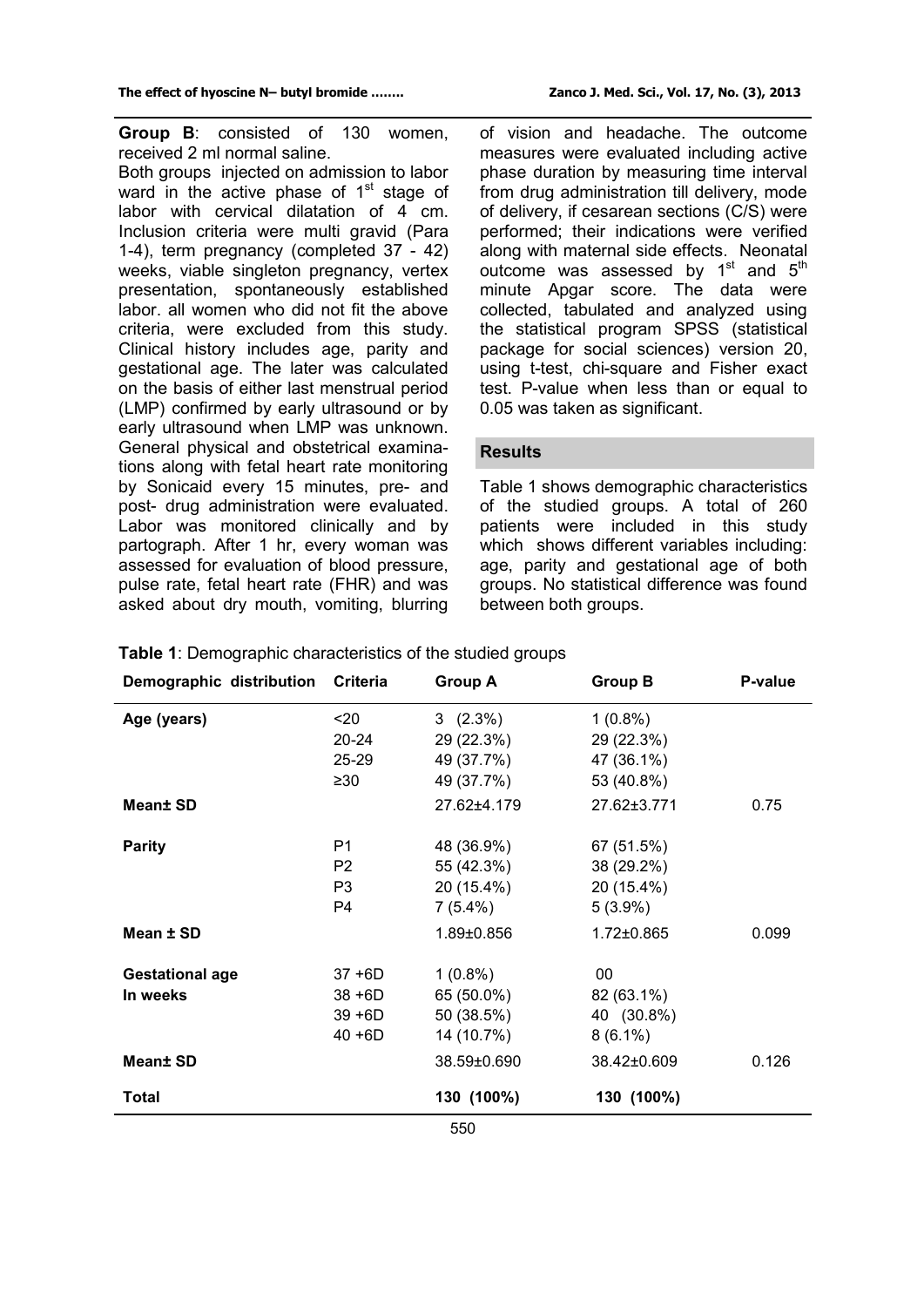**Group B**: consisted of 130 women, received 2 ml normal saline.

Both groups injected on admission to labor ward in the active phase of 1st stage of labor with cervical dilatation of 4 cm. Inclusion criteria were multi gravid (Para 1-4), term pregnancy (completed 37 - 42) weeks, viable singleton pregnancy, vertex presentation, spontaneously established labor. all women who did not fit the above criteria, were excluded from this study. Clinical history includes age, parity and gestational age. The later was calculated on the basis of either last menstrual period (LMP) confirmed by early ultrasound or by early ultrasound when LMP was unknown. General physical and obstetrical examinations along with fetal heart rate monitoring by Sonicaid every 15 minutes, pre- and post- drug administration were evaluated. Labor was monitored clinically and by partograph. After 1 hr, every woman was assessed for evaluation of blood pressure, pulse rate, fetal heart rate (FHR) and was asked about dry mouth, vomiting, blurring of vision and headache. The outcome measures were evaluated including active phase duration by measuring time interval from drug administration till delivery, mode of delivery, if cesarean sections (C/S) were performed; their indications were verified along with maternal side effects. Neonatal outcome was assessed by 1st and 5th minute Apgar score. The data were collected, tabulated and analyzed using the statistical program SPSS (statistical package for social sciences) version 20, using t-test, chi-square and Fisher exact test. P-value when less than or equal to 0.05 was taken as significant.

## Results

Table 1 shows demographic characteristics of the studied groups. A total of 260 patients were included in this study which shows different variables including: age, parity and gestational age of both groups. No statistical difference was found between both groups.

**Table 1**: Demographic characteristics of the studied groups

| Demographic distribution | Criteria | Group A | Group B | P-value |
|---|---|---|---|---|
| **Age (years)** | <20 | 3 (2.3%) | 1 (0.8%) | |
| | 20-24 | 29 (22.3%) | 29 (22.3%) | |
| | 25-29 | 49 (37.7%) | 47 (36.1%) | |
| | ≥30 | 49 (37.7%) | 53 (40.8%) | |
| **Mean± SD** | | 27.62±4.179 | 27.62±3.771 | 0.75 |
| **Parity** | P1 | 48 (36.9%) | 67 (51.5%) | |
| | P2 | 55 (42.3%) | 38 (29.2%) | |
| | P3 | 20 (15.4%) | 20 (15.4%) | |
| | P4 | 7 (5.4%) | 5 (3.9%) | |
| **Mean ± SD** | | 1.89±0.856 | 1.72±0.865 | 0.099 |
| **Gestational age In weeks** | 37 +6D | 1 (0.8%) | 00 | |
| | 38 +6D | 65 (50.0%) | 82 (63.1%) | |
| | 39 +6D | 50 (38.5%) | 40 (30.8%) | |
| | 40 +6D | 14 (10.7%) | 8 (6.1%) | |
| **Mean± SD** | | 38.59±0.690 | 38.42±0.609 | 0.126 |
| **Total** | | **130 (100%)** | **130 (100%)** | |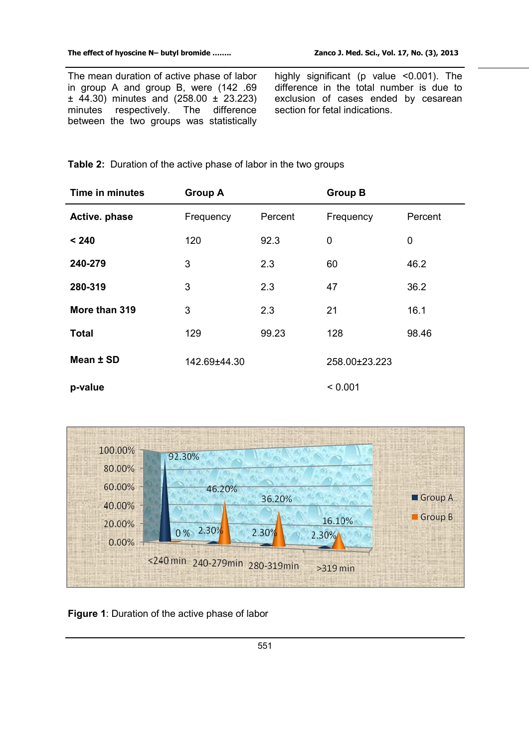The mean duration of active phase of labor in group A and group B, were (142 .69 ± 44.30) minutes and (258.00 ± 23.223) minutes respectively. The difference between the two groups was statistically highly significant (p value <0.001). The difference in the total number is due to exclusion of cases ended by cesarean section for fetal indications.

**Table 2:** Duration of the active phase of labor in the two groups

| Time in minutes | Group A | | Group B | |
|---|---|---|---|---|
| **Active. phase** | Frequency | Percent | Frequency | Percent |
| **< 240** | 120 | 92.3 | 0 | 0 |
| **240-279** | 3 | 2.3 | 60 | 46.2 |
| **280-319** | 3 | 2.3 | 47 | 36.2 |
| **More than 319** | 3 | 2.3 | 21 | 16.1 |
| **Total** | 129 | 99.23 | 128 | 98.46 |
| **Mean ± SD** | 142.69±44.30 | | 258.00±23.223 | |
| **p-value** | | | < 0.001 | |

**Figure 1**: Duration of the active phase of labor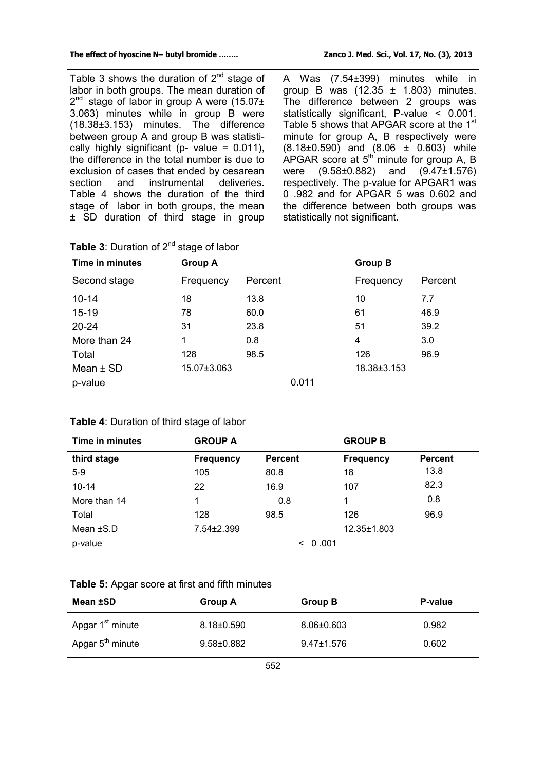Table 3 shows the duration of $2^{nd}$ stage of labor in both groups. The mean duration of $2^{nd}$ stage of labor in group A were (15.07± 3.063) minutes while in group B were (18.38±3.153) minutes. The difference between group A and group B was statistically highly significant (p- value = 0.011), the difference in the total number is due to exclusion of cases that ended by cesarean section and instrumental deliveries. Table 4 shows the duration of the third stage of labor in both groups, the mean ± SD duration of third stage in group A Was (7.54±399) minutes while in group B was (12.35 ± 1.803) minutes. The difference between 2 groups was statistically significant, P-value < 0.001. Table 5 shows that APGAR score at the $1^{st}$ minute for group A, B respectively were (8.18±0.590) and (8.06 ± 0.603) while APGAR score at $5^{th}$ minute for group A, B were (9.58±0.882) and (9.47±1.576) respectively. The p-value for APGAR1 was 0 .982 and for APGAR 5 was 0.602 and the difference between both groups was statistically not significant.

**Table 3**: Duration of $2^{nd}$ stage of labor

| Time in minutes | Group A | | Group B | |
|---|---|---|---|---|
| Second stage | Frequency | Percent | Frequency | Percent |
| 10-14 | 18 | 13.8 | 10 | 7.7 |
| 15-19 | 78 | 60.0 | 61 | 46.9 |
| 20-24 | 31 | 23.8 | 51 | 39.2 |
| More than 24 | 1 | 0.8 | 4 | 3.0 |
| Total | 128 | 98.5 | 126 | 96.9 |
| Mean ± SD | 15.07±3.063 | | 18.38±3.153 | |
| p-value | | 0.011 | | |

**Table 4**: Duration of third stage of labor

| Time in minutes | GROUP A | | GROUP B | |
|---|---|---|---|---|
| **third stage** | **Frequency** | **Percent** | **Frequency** | **Percent** |
| 5-9 | 105 | 80.8 | 18 | 13.8 |
| 10-14 | 22 | 16.9 | 107 | 82.3 |
| More than 14 | 1 | 0.8 | 1 | 0.8 |
| Total | 128 | 98.5 | 126 | 96.9 |
| Mean ±S.D | 7.54±2.399 | | 12.35±1.803 | |
| p-value | | < 0 .001 | | |

**Table 5:** Apgar score at first and fifth minutes

| Mean ±SD | Group A | Group B | P-value |
|---|---|---|---|
| Apgar $1^{st}$ minute | 8.18±0.590 | 8.06±0.603 | 0.982 |
| Apgar $5^{th}$ minute | 9.58±0.882 | 9.47±1.576 | 0.602 |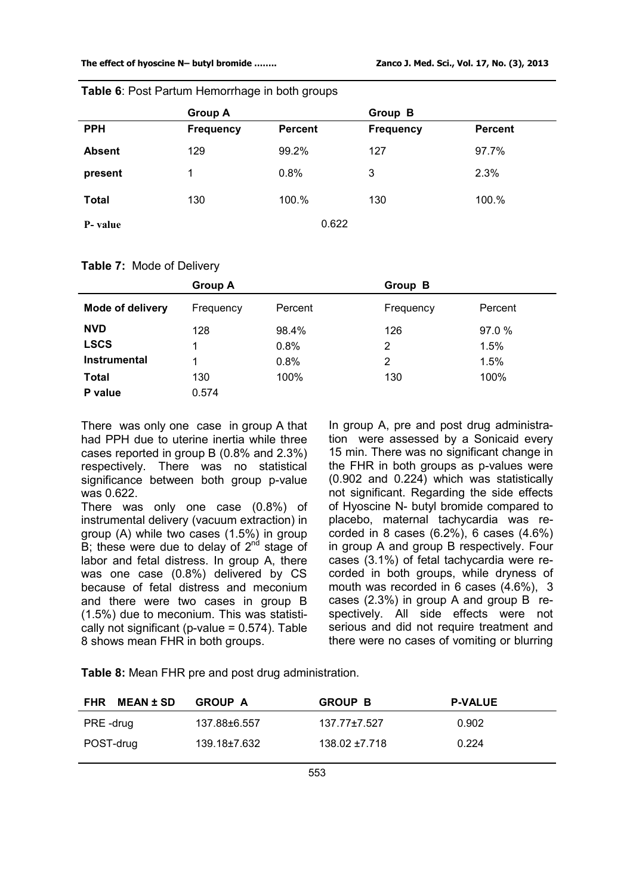**Table 6**: Post Partum Hemorrhage in both groups

| | **Group A** | | **Group B** | |
|---|---|---|---|---|
| **PPH** | **Frequency** | **Percent** | **Frequency** | **Percent** |
| **Absent** | 129 | 99.2% | 127 | 97.7% |
| **present** | 1 | 0.8% | 3 | 2.3% |
| **Total** | 130 | 100.% | 130 | 100.% |
| **P- value** | | 0.622 | | |

**Table 7:** Mode of Delivery

| | **Group A** | | **Group B** | |
|---|---|---|---|---|
| **Mode of delivery** | Frequency | Percent | Frequency | Percent |
| **NVD** | 128 | 98.4% | 126 | 97.0 % |
| **LSCS** | 1 | 0.8% | 2 | 1.5% |
| **Instrumental** | 1 | 0.8% | 2 | 1.5% |
| **Total** | 130 | 100% | 130 | 100% |
| **P value** | 0.574 | | | |

There was only one case in group A that had PPH due to uterine inertia while three cases reported in group B (0.8% and 2.3%) respectively. There was no statistical significance between both group p-value was 0.622.

There was only one case (0.8%) of instrumental delivery (vacuum extraction) in group (A) while two cases (1.5%) in group B; these were due to delay of 2nd stage of labor and fetal distress. In group A, there was one case (0.8%) delivered by CS because of fetal distress and meconium and there were two cases in group B (1.5%) due to meconium. This was statistically not significant (p-value = 0.574). Table 8 shows mean FHR in both groups.

In group A, pre and post drug administration were assessed by a Sonicaid every 15 min. There was no significant change in the FHR in both groups as p-values were (0.902 and 0.224) which was statistically not significant. Regarding the side effects of Hyoscine N- butyl bromide compared to placebo, maternal tachycardia was recorded in 8 cases (6.2%), 6 cases (4.6%) in group A and group B respectively. Four cases (3.1%) of fetal tachycardia were recorded in both groups, while dryness of mouth was recorded in 6 cases (4.6%), 3 cases (2.3%) in group A and group B respectively. All side effects were not serious and did not require treatment and there were no cases of vomiting or blurring

**Table 8:** Mean FHR pre and post drug administration.

| **FHR MEAN ± SD** | **GROUP A** | **GROUP B** | **P-VALUE** |
|---|---|---|---|
| PRE -drug | 137.88±6.557 | 137.77±7.527 | 0.902 |
| POST-drug | 139.18±7.632 | 138.02 ±7.718 | 0.224 |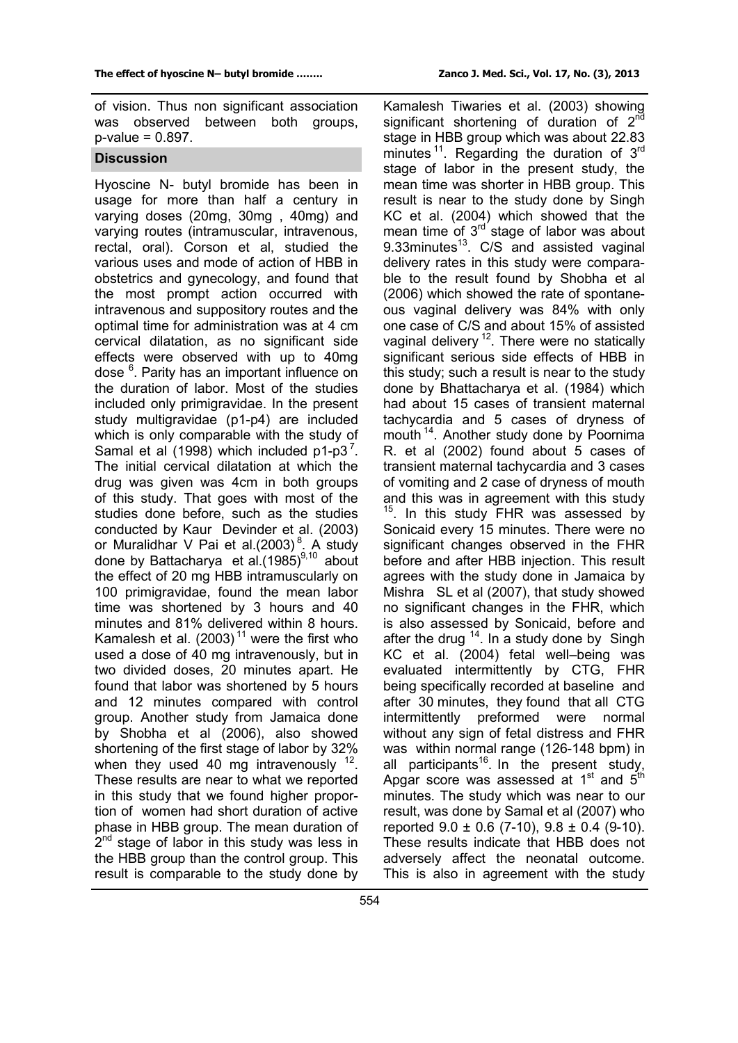of vision. Thus non significant association was observed between both groups, p-value = 0.897.

## Discussion

Hyoscine N- butyl bromide has been in usage for more than half a century in varying doses (20mg, 30mg , 40mg) and varying routes (intramuscular, intravenous, rectal, oral). Corson et al, studied the various uses and mode of action of HBB in obstetrics and gynecology, and found that the most prompt action occurred with intravenous and suppository routes and the optimal time for administration was at 4 cm cervical dilatation, as no significant side effects were observed with up to 40mg dose [6]. Parity has an important influence on the duration of labor. Most of the studies included only primigravidae. In the present study multigravidae (p1-p4) are included which is only comparable with the study of Samal et al (1998) which included p1-p3 [7]. The initial cervical dilatation at which the drug was given was 4cm in both groups of this study. That goes with most of the studies done before, such as the studies conducted by Kaur Devinder et al. (2003) or Muralidhar V Pai et al.(2003) [8]. A study done by Battacharya et al.(1985) [9,10] about the effect of 20 mg HBB intramuscularly on 100 primigravidae, found the mean labor time was shortened by 3 hours and 40 minutes and 81% delivered within 8 hours. Kamalesh et al. (2003) [11] were the first who used a dose of 40 mg intravenously, but in two divided doses, 20 minutes apart. He found that labor was shortened by 5 hours and 12 minutes compared with control group. Another study from Jamaica done by Shobha et al (2006), also showed shortening of the first stage of labor by 32% when they used 40 mg intravenously [12]. These results are near to what we reported in this study that we found higher proportion of women had short duration of active phase in HBB group. The mean duration of 2nd stage of labor in this study was less in the HBB group than the control group. This result is comparable to the study done by Kamalesh Tiwaries et al. (2003) showing significant shortening of duration of 2nd stage in HBB group which was about 22.83 minutes [11]. Regarding the duration of 3rd stage of labor in the present study, the mean time was shorter in HBB group. This result is near to the study done by Singh KC et al. (2004) which showed that the mean time of 3rd stage of labor was about 9.33minutes [13]. C/S and assisted vaginal delivery rates in this study were comparable to the result found by Shobha et al (2006) which showed the rate of spontaneous vaginal delivery was 84% with only one case of C/S and about 15% of assisted vaginal delivery [12]. There were no statically significant serious side effects of HBB in this study; such a result is near to the study done by Bhattacharya et al. (1984) which had about 15 cases of transient maternal tachycardia and 5 cases of dryness of mouth [14]. Another study done by Poornima R. et al (2002) found about 5 cases of transient maternal tachycardia and 3 cases of vomiting and 2 case of dryness of mouth and this was in agreement with this study [15]. In this study FHR was assessed by Sonicaid every 15 minutes. There were no significant changes observed in the FHR before and after HBB injection. This result agrees with the study done in Jamaica by Mishra SL et al (2007), that study showed no significant changes in the FHR, which is also assessed by Sonicaid, before and after the drug [14]. In a study done by Singh KC et al. (2004) fetal well–being was evaluated intermittently by CTG, FHR being specifically recorded at baseline and after 30 minutes, they found that all CTG intermittently preformed were normal without any sign of fetal distress and FHR was within normal range (126-148 bpm) in all participants [16]. In the present study, Apgar score was assessed at 1st and 5th minutes. The study which was near to our result, was done by Samal et al (2007) who reported $9.0 \pm 0.6$ (7-10), $9.8 \pm 0.4$ (9-10). These results indicate that HBB does not adversely affect the neonatal outcome. This is also in agreement with the study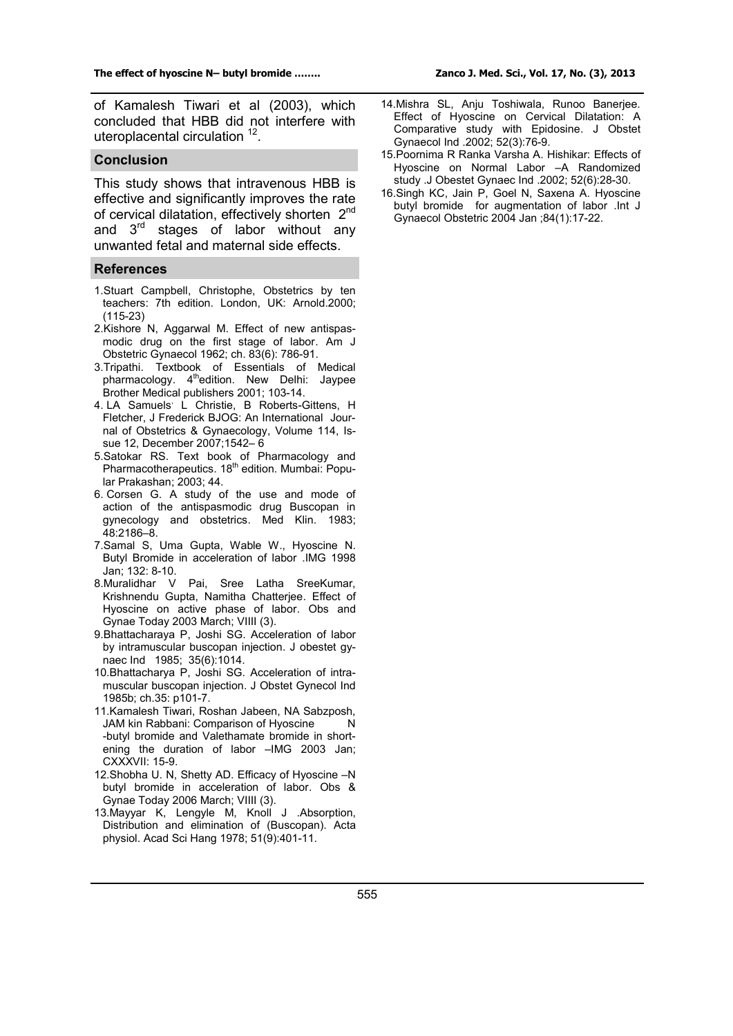of Kamalesh Tiwari et al (2003), which concluded that HBB did not interfere with uteroplacental circulation [12].

## Conclusion

This study shows that intravenous HBB is effective and significantly improves the rate of cervical dilatation, effectively shorten 2nd and 3rd stages of labor without any unwanted fetal and maternal side effects.

## References

1. Stuart Campbell, Christophe, Obstetrics by ten teachers: 7th edition. London, UK: Arnold.2000; (115-23)
2. Kishore N, Aggarwal M. Effect of new antispasmodic drug on the first stage of labor. Am J Obstetric Gynaecol 1962; ch. 83(6): 786-91.
3. Tripathi. Textbook of Essentials of Medical pharmacology. 4th edition. New Delhi: Jaypee Brother Medical publishers 2001; 103-14.
4. LA Samuels, L Christie, B Roberts-Gittens, H Fletcher, J Frederick BJOG: An International Journal of Obstetrics & Gynaecology, Volume 114, Issue 12, December 2007;1542– 6
5. Satokar RS. Text book of Pharmacology and Pharmacotherapeutics. 18th edition. Mumbai: Popular Prakashan; 2003; 44.
6. Corsen G. A study of the use and mode of action of the antispasmodic drug Buscopan in gynecology and obstetrics. Med Klin. 1983; 48:2186–8.
7. Samal S, Uma Gupta, Wable W., Hyoscine N. Butyl Bromide in acceleration of labor .IMG 1998 Jan; 132: 8-10.
8. Muralidhar V Pai, Sree Latha SreeKumar, Krishnendu Gupta, Namitha Chatterjee. Effect of Hyoscine on active phase of labor. Obs and Gynae Today 2003 March; VIIII (3).
9. Bhattacharaya P, Joshi SG. Acceleration of labor by intramuscular buscopan injection. J obestet gynaec Ind 1985; 35(6):1014.
10. Bhattacharya P, Joshi SG. Acceleration of intramuscular buscopan injection. J Obstet Gynecol Ind 1985b; ch.35: p101-7.
11. Kamalesh Tiwari, Roshan Jabeen, NA Sabzposh, JAM kin Rabbani: Comparison of Hyoscine N -butyl bromide and Valethamate bromide in shortening the duration of labor –IMG 2003 Jan; CXXXVII: 15-9.
12. Shobha U. N, Shetty AD. Efficacy of Hyoscine –N butyl bromide in acceleration of labor. Obs & Gynae Today 2006 March; VIIII (3).
13. Mayyar K, Lengyle M, Knoll J .Absorption, Distribution and elimination of (Buscopan). Acta physiol. Acad Sci Hang 1978; 51(9):401-11.
14. Mishra SL, Anju Toshiwala, Runoo Banerjee. Effect of Hyoscine on Cervical Dilatation: A Comparative study with Epidosine. J Obstet Gynaecol Ind .2002; 52(3):76-9.
15. Poornima R Ranka Varsha A. Hishikar: Effects of Hyoscine on Normal Labor –A Randomized study .J Obestet Gynaec Ind .2002; 52(6):28-30.
16. Singh KC, Jain P, Goel N, Saxena A. Hyoscine butyl bromide for augmentation of labor .Int J Gynaecol Obstetric 2004 Jan ;84(1):17-22.